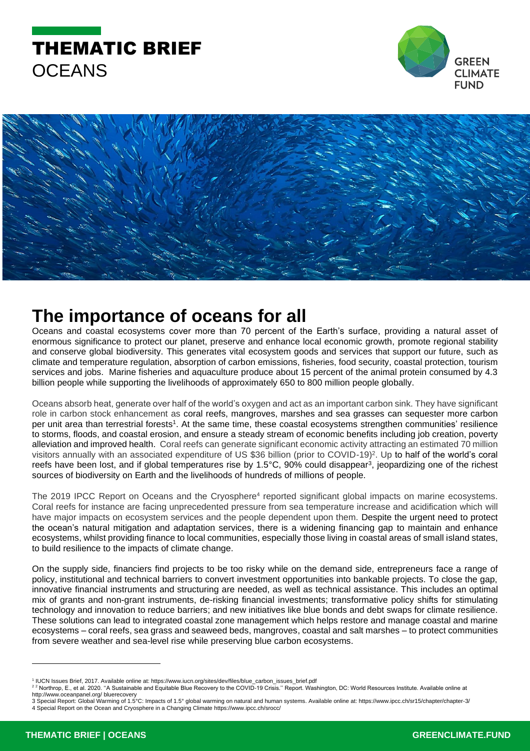# THEMATIC BRIEF
OCEANS

## The importance of oceans for all

Oceans and coastal ecosystems cover more than 70 percent of the Earth's surface, providing a natural asset of enormous significance to protect our planet, preserve and enhance local economic growth, promote regional stability and conserve global biodiversity. This generates vital ecosystem goods and services that support our future, such as climate and temperature regulation, absorption of carbon emissions, fisheries, food security, coastal protection, tourism services and jobs. Marine fisheries and aquaculture produce about 15 percent of the animal protein consumed by 4.3 billion people while supporting the livelihoods of approximately 650 to 800 million people globally.

Oceans absorb heat, generate over half of the world's oxygen and act as an important carbon sink. They have significant role in carbon stock enhancement as coral reefs, mangroves, marshes and sea grasses can sequester more carbon per unit area than terrestrial forests[1]. At the same time, these coastal ecosystems strengthen communities' resilience to storms, floods, and coastal erosion, and ensure a steady stream of economic benefits including job creation, poverty alleviation and improved health. Coral reefs can generate significant economic activity attracting an estimated 70 million visitors annually with an associated expenditure of US $36 billion (prior to COVID-19)[2]. Up to half of the world's coral reefs have been lost, and if global temperatures rise by 1.5°C, 90% could disappear[3], jeopardizing one of the richest sources of biodiversity on Earth and the livelihoods of hundreds of millions of people.

The 2019 IPCC Report on Oceans and the Cryosphere[4] reported significant global impacts on marine ecosystems. Coral reefs for instance are facing unprecedented pressure from sea temperature increase and acidification which will have major impacts on ecosystem services and the people dependent upon them. Despite the urgent need to protect the ocean's natural mitigation and adaptation services, there is a widening financing gap to maintain and enhance ecosystems, whilst providing finance to local communities, especially those living in coastal areas of small island states, to build resilience to the impacts of climate change.

On the supply side, financiers find projects to be too risky while on the demand side, entrepreneurs face a range of policy, institutional and technical barriers to convert investment opportunities into bankable projects. To close the gap, innovative financial instruments and structuring are needed, as well as technical assistance. This includes an optimal mix of grants and non-grant instruments, de-risking financial investments; transformative policy shifts for stimulating technology and innovation to reduce barriers; and new initiatives like blue bonds and debt swaps for climate resilience. These solutions can lead to integrated coastal zone management which helps restore and manage coastal and marine ecosystems – coral reefs, sea grass and seaweed beds, mangroves, coastal and salt marshes – to protect communities from severe weather and sea-level rise while preserving blue carbon ecosystems.

---

[1] IUCN Issues Brief, 2017. Available online at: https://www.iucn.org/sites/dev/files/blue_carbon_issues_brief.pdf

[2] Northrop, E., et al. 2020. "A Sustainable and Equitable Blue Recovery to the COVID-19 Crisis." Report. Washington, DC: World Resources Institute. Available online at http://www.oceanpanel.org/ bluerecovery

[3] Special Report: Global Warming of 1.5°C: Impacts of 1.5° global warming on natural and human systems. Available online at: https://www.ipcc.ch/sr15/chapter/chapter-3/

[4] Special Report on the Ocean and Cryosphere in a Changing Climate https://www.ipcc.ch/srocc/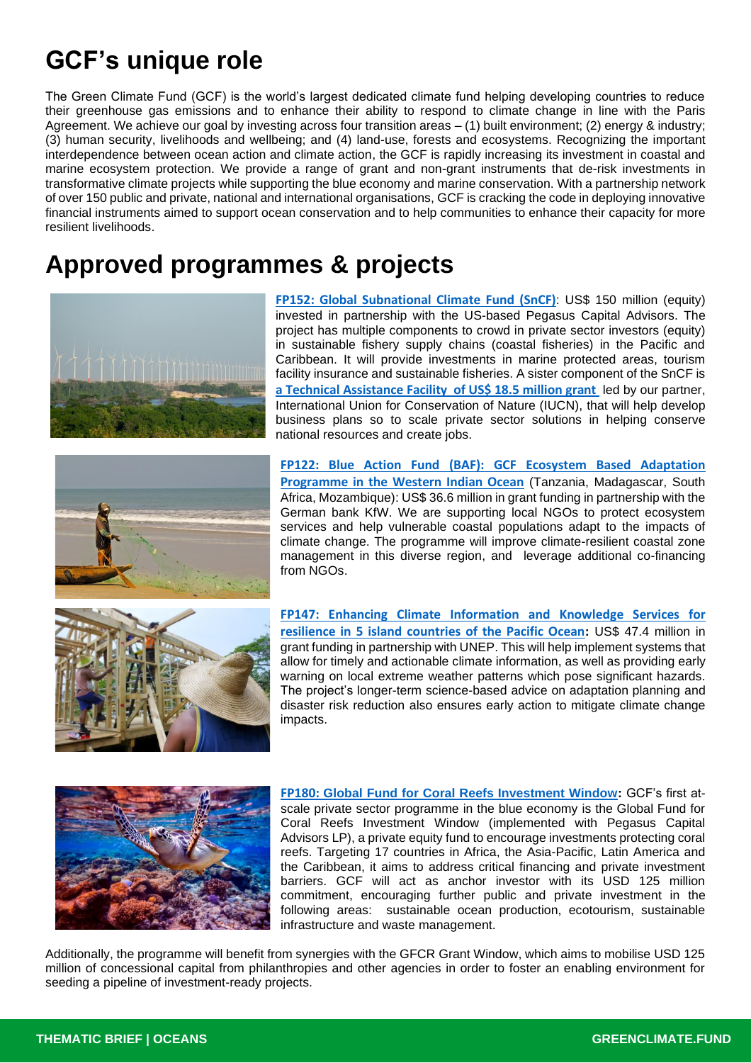# GCF's unique role

The Green Climate Fund (GCF) is the world's largest dedicated climate fund helping developing countries to reduce their greenhouse gas emissions and to enhance their ability to respond to climate change in line with the Paris Agreement. We achieve our goal by investing across four transition areas – (1) built environment; (2) energy & industry; (3) human security, livelihoods and wellbeing; and (4) land-use, forests and ecosystems. Recognizing the important interdependence between ocean action and climate action, the GCF is rapidly increasing its investment in coastal and marine ecosystem protection. We provide a range of grant and non-grant instruments that de-risk investments in transformative climate projects while supporting the blue economy and marine conservation. With a partnership network of over 150 public and private, national and international organisations, GCF is cracking the code in deploying innovative financial instruments aimed to support ocean conservation and to help communities to enhance their capacity for more resilient livelihoods.

# Approved programmes & projects

**FP152: Global Subnational Climate Fund (SnCF)**: US$ 150 million (equity) invested in partnership with the US-based Pegasus Capital Advisors. The project has multiple components to crowd in private sector investors (equity) in sustainable fishery supply chains (coastal fisheries) in the Pacific and Caribbean. It will provide investments in marine protected areas, tourism facility insurance and sustainable fisheries. A sister component of the SnCF is **a Technical Assistance Facility of US$ 18.5 million grant** led by our partner, International Union for Conservation of Nature (IUCN), that will help develop business plans so to scale private sector solutions in helping conserve national resources and create jobs.

**FP122: Blue Action Fund (BAF): GCF Ecosystem Based Adaptation Programme in the Western Indian Ocean** (Tanzania, Madagascar, South Africa, Mozambique): US$ 36.6 million in grant funding in partnership with the German bank KfW. We are supporting local NGOs to protect ecosystem services and help vulnerable coastal populations adapt to the impacts of climate change. The programme will improve climate-resilient coastal zone management in this diverse region, and leverage additional co-financing from NGOs.

**FP147: Enhancing Climate Information and Knowledge Services for resilience in 5 island countries of the Pacific Ocean:** US$ 47.4 million in grant funding in partnership with UNEP. This will help implement systems that allow for timely and actionable climate information, as well as providing early warning on local extreme weather patterns which pose significant hazards. The project's longer-term science-based advice on adaptation planning and disaster risk reduction also ensures early action to mitigate climate change impacts.

**FP180: Global Fund for Coral Reefs Investment Window:** GCF's first at-scale private sector programme in the blue economy is the Global Fund for Coral Reefs Investment Window (implemented with Pegasus Capital Advisors LP), a private equity fund to encourage investments protecting coral reefs. Targeting 17 countries in Africa, the Asia-Pacific, Latin America and the Caribbean, it aims to address critical financing and private investment barriers. GCF will act as anchor investor with its USD 125 million commitment, encouraging further public and private investment in the following areas: sustainable ocean production, ecotourism, sustainable infrastructure and waste management.

Additionally, the programme will benefit from synergies with the GFCR Grant Window, which aims to mobilise USD 125 million of concessional capital from philanthropies and other agencies in order to foster an enabling environment for seeding a pipeline of investment-ready projects.